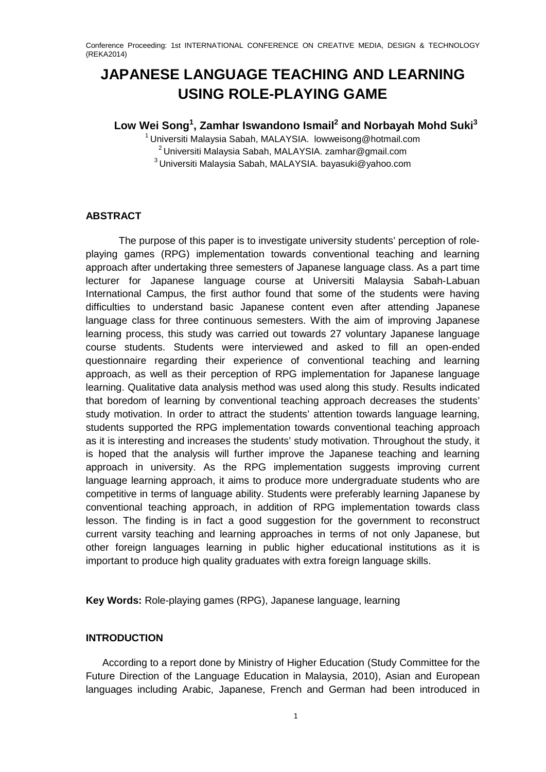# JAPANESE LANGUAGE TEACHING AND LEARNING USING ROLE-PLAYING GAME

**Low Wei Song[1], Zamhar Iswandono Ismail[2] and Norbayah Mohd Suki[3]**

[1] Universiti Malaysia Sabah, MALAYSIA. lowweisong@hotmail.com
[2] Universiti Malaysia Sabah, MALAYSIA. zamhar@gmail.com
[3] Universiti Malaysia Sabah, MALAYSIA. bayasuki@yahoo.com

## ABSTRACT

The purpose of this paper is to investigate university students' perception of role-playing games (RPG) implementation towards conventional teaching and learning approach after undertaking three semesters of Japanese language class. As a part time lecturer for Japanese language course at Universiti Malaysia Sabah-Labuan International Campus, the first author found that some of the students were having difficulties to understand basic Japanese content even after attending Japanese language class for three continuous semesters. With the aim of improving Japanese learning process, this study was carried out towards 27 voluntary Japanese language course students. Students were interviewed and asked to fill an open-ended questionnaire regarding their experience of conventional teaching and learning approach, as well as their perception of RPG implementation for Japanese language learning. Qualitative data analysis method was used along this study. Results indicated that boredom of learning by conventional teaching approach decreases the students' study motivation. In order to attract the students' attention towards language learning, students supported the RPG implementation towards conventional teaching approach as it is interesting and increases the students' study motivation. Throughout the study, it is hoped that the analysis will further improve the Japanese teaching and learning approach in university. As the RPG implementation suggests improving current language learning approach, it aims to produce more undergraduate students who are competitive in terms of language ability. Students were preferably learning Japanese by conventional teaching approach, in addition of RPG implementation towards class lesson. The finding is in fact a good suggestion for the government to reconstruct current varsity teaching and learning approaches in terms of not only Japanese, but other foreign languages learning in public higher educational institutions as it is important to produce high quality graduates with extra foreign language skills.

**Key Words:** Role-playing games (RPG), Japanese language, learning

## INTRODUCTION

According to a report done by Ministry of Higher Education (Study Committee for the Future Direction of the Language Education in Malaysia, 2010), Asian and European languages including Arabic, Japanese, French and German had been introduced in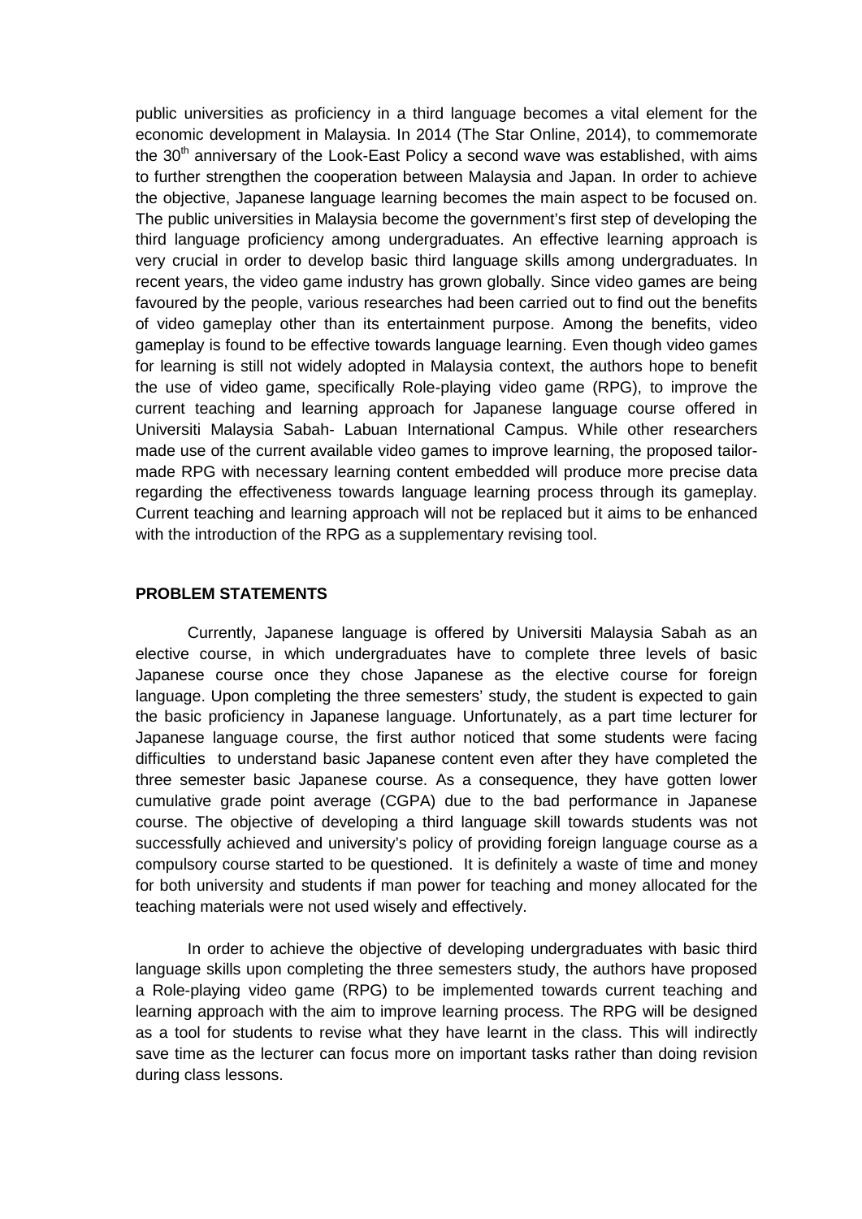public universities as proficiency in a third language becomes a vital element for the economic development in Malaysia. In 2014 (The Star Online, 2014), to commemorate the 30th anniversary of the Look-East Policy a second wave was established, with aims to further strengthen the cooperation between Malaysia and Japan. In order to achieve the objective, Japanese language learning becomes the main aspect to be focused on. The public universities in Malaysia become the government's first step of developing the third language proficiency among undergraduates. An effective learning approach is very crucial in order to develop basic third language skills among undergraduates. In recent years, the video game industry has grown globally. Since video games are being favoured by the people, various researches had been carried out to find out the benefits of video gameplay other than its entertainment purpose. Among the benefits, video gameplay is found to be effective towards language learning. Even though video games for learning is still not widely adopted in Malaysia context, the authors hope to benefit the use of video game, specifically Role-playing video game (RPG), to improve the current teaching and learning approach for Japanese language course offered in Universiti Malaysia Sabah- Labuan International Campus. While other researchers made use of the current available video games to improve learning, the proposed tailor-made RPG with necessary learning content embedded will produce more precise data regarding the effectiveness towards language learning process through its gameplay. Current teaching and learning approach will not be replaced but it aims to be enhanced with the introduction of the RPG as a supplementary revising tool.

## PROBLEM STATEMENTS

Currently, Japanese language is offered by Universiti Malaysia Sabah as an elective course, in which undergraduates have to complete three levels of basic Japanese course once they chose Japanese as the elective course for foreign language. Upon completing the three semesters' study, the student is expected to gain the basic proficiency in Japanese language. Unfortunately, as a part time lecturer for Japanese language course, the first author noticed that some students were facing difficulties to understand basic Japanese content even after they have completed the three semester basic Japanese course. As a consequence, they have gotten lower cumulative grade point average (CGPA) due to the bad performance in Japanese course. The objective of developing a third language skill towards students was not successfully achieved and university's policy of providing foreign language course as a compulsory course started to be questioned. It is definitely a waste of time and money for both university and students if man power for teaching and money allocated for the teaching materials were not used wisely and effectively.

In order to achieve the objective of developing undergraduates with basic third language skills upon completing the three semesters study, the authors have proposed a Role-playing video game (RPG) to be implemented towards current teaching and learning approach with the aim to improve learning process. The RPG will be designed as a tool for students to revise what they have learnt in the class. This will indirectly save time as the lecturer can focus more on important tasks rather than doing revision during class lessons.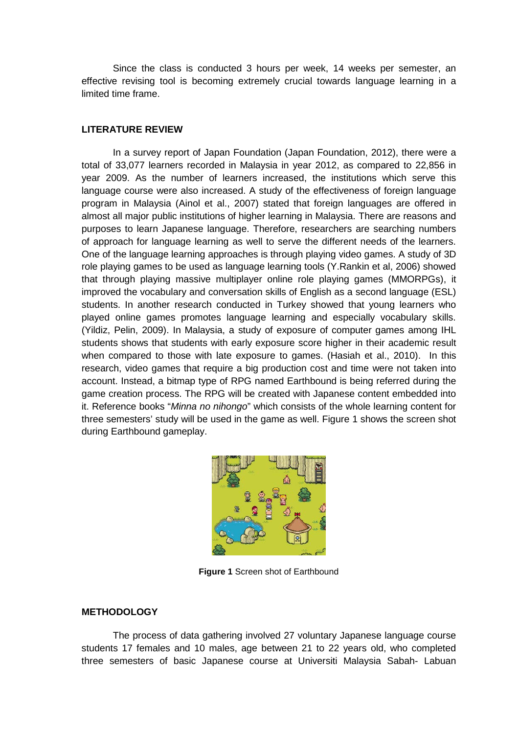Since the class is conducted 3 hours per week, 14 weeks per semester, an effective revising tool is becoming extremely crucial towards language learning in a limited time frame.

## LITERATURE REVIEW

In a survey report of Japan Foundation (Japan Foundation, 2012), there were a total of 33,077 learners recorded in Malaysia in year 2012, as compared to 22,856 in year 2009. As the number of learners increased, the institutions which serve this language course were also increased. A study of the effectiveness of foreign language program in Malaysia (Ainol et al., 2007) stated that foreign languages are offered in almost all major public institutions of higher learning in Malaysia. There are reasons and purposes to learn Japanese language. Therefore, researchers are searching numbers of approach for language learning as well to serve the different needs of the learners. One of the language learning approaches is through playing video games. A study of 3D role playing games to be used as language learning tools (Y.Rankin et al, 2006) showed that through playing massive multiplayer online role playing games (MMORPGs), it improved the vocabulary and conversation skills of English as a second language (ESL) students. In another research conducted in Turkey showed that young learners who played online games promotes language learning and especially vocabulary skills. (Yildiz, Pelin, 2009). In Malaysia, a study of exposure of computer games among IHL students shows that students with early exposure score higher in their academic result when compared to those with late exposure to games. (Hasiah et al., 2010). In this research, video games that require a big production cost and time were not taken into account. Instead, a bitmap type of RPG named Earthbound is being referred during the game creation process. The RPG will be created with Japanese content embedded into it. Reference books "*Minna no nihongo*" which consists of the whole learning content for three semesters' study will be used in the game as well. Figure 1 shows the screen shot during Earthbound gameplay.

**Figure 1** Screen shot of Earthbound

## METHODOLOGY

The process of data gathering involved 27 voluntary Japanese language course students 17 females and 10 males, age between 21 to 22 years old, who completed three semesters of basic Japanese course at Universiti Malaysia Sabah- Labuan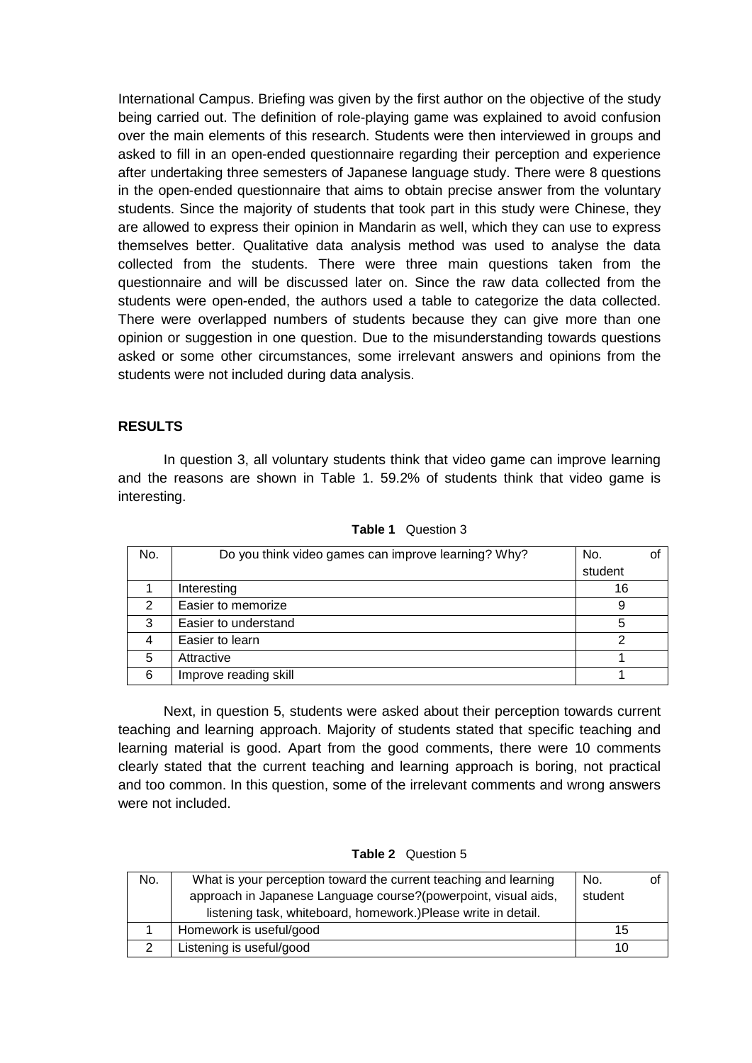International Campus. Briefing was given by the first author on the objective of the study being carried out. The definition of role-playing game was explained to avoid confusion over the main elements of this research. Students were then interviewed in groups and asked to fill in an open-ended questionnaire regarding their perception and experience after undertaking three semesters of Japanese language study. There were 8 questions in the open-ended questionnaire that aims to obtain precise answer from the voluntary students. Since the majority of students that took part in this study were Chinese, they are allowed to express their opinion in Mandarin as well, which they can use to express themselves better. Qualitative data analysis method was used to analyse the data collected from the students. There were three main questions taken from the questionnaire and will be discussed later on. Since the raw data collected from the students were open-ended, the authors used a table to categorize the data collected. There were overlapped numbers of students because they can give more than one opinion or suggestion in one question. Due to the misunderstanding towards questions asked or some other circumstances, some irrelevant answers and opinions from the students were not included during data analysis.

## RESULTS

In question 3, all voluntary students think that video game can improve learning and the reasons are shown in Table 1. 59.2% of students think that video game is interesting.

**Table 1** Question 3

| No. | Do you think video games can improve learning? Why? | No. of student |
|---|---|---|
| 1 | Interesting | 16 |
| 2 | Easier to memorize | 9 |
| 3 | Easier to understand | 5 |
| 4 | Easier to learn | 2 |
| 5 | Attractive | 1 |
| 6 | Improve reading skill | 1 |

Next, in question 5, students were asked about their perception towards current teaching and learning approach. Majority of students stated that specific teaching and learning material is good. Apart from the good comments, there were 10 comments clearly stated that the current teaching and learning approach is boring, not practical and too common. In this question, some of the irrelevant comments and wrong answers were not included.

**Table 2** Question 5

| No. | What is your perception toward the current teaching and learning approach in Japanese Language course?(powerpoint, visual aids, listening task, whiteboard, homework.)Please write in detail. | No. of student |
|---|---|---|
| 1 | Homework is useful/good | 15 |
| 2 | Listening is useful/good | 10 |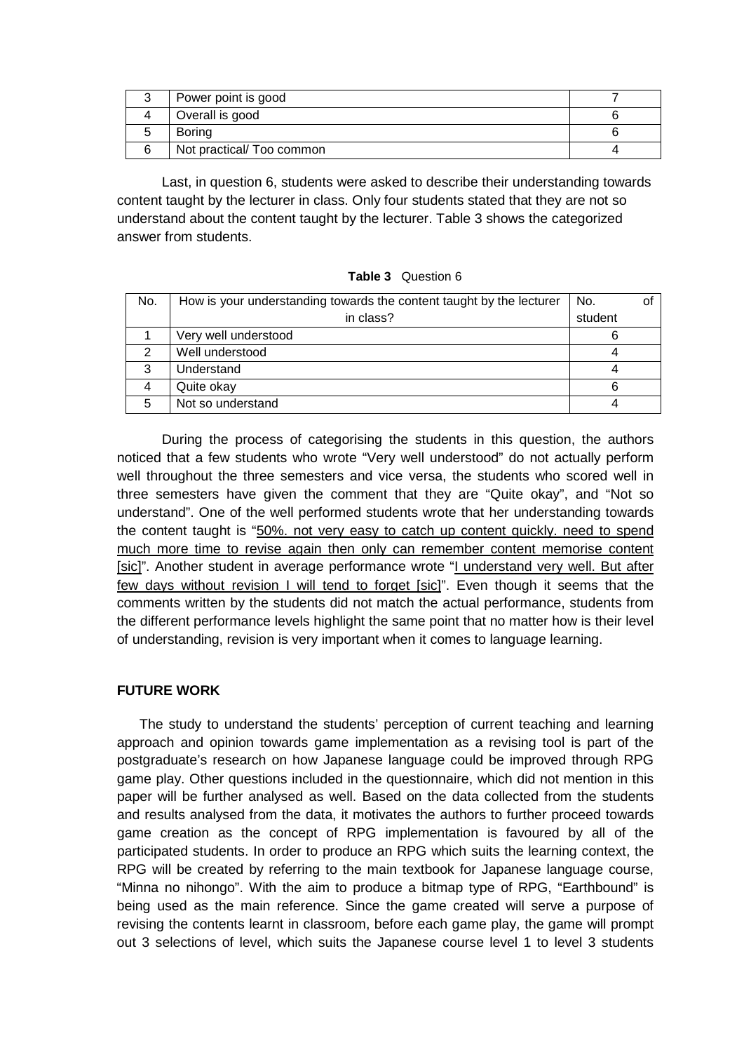| | | |
|---|---|---|
| 3 | Power point is good | 7 |
| 4 | Overall is good | 6 |
| 5 | Boring | 6 |
| 6 | Not practical/ Too common | 4 |

Last, in question 6, students were asked to describe their understanding towards content taught by the lecturer in class. Only four students stated that they are not so understand about the content taught by the lecturer. Table 3 shows the categorized answer from students.

**Table 3** Question 6

| No. | How is your understanding towards the content taught by the lecturer in class? | No. of student |
|---|---|---|
| 1 | Very well understood | 6 |
| 2 | Well understood | 4 |
| 3 | Understand | 4 |
| 4 | Quite okay | 6 |
| 5 | Not so understand | 4 |

During the process of categorising the students in this question, the authors noticed that a few students who wrote "Very well understood" do not actually perform well throughout the three semesters and vice versa, the students who scored well in three semesters have given the comment that they are "Quite okay", and "Not so understand". One of the well performed students wrote that her understanding towards the content taught is "50%. not very easy to catch up content quickly. need to spend much more time to revise again then only can remember content memorise content [sic]". Another student in average performance wrote "I understand very well. But after few days without revision I will tend to forget [sic]". Even though it seems that the comments written by the students did not match the actual performance, students from the different performance levels highlight the same point that no matter how is their level of understanding, revision is very important when it comes to language learning.

## FUTURE WORK

The study to understand the students' perception of current teaching and learning approach and opinion towards game implementation as a revising tool is part of the postgraduate's research on how Japanese language could be improved through RPG game play. Other questions included in the questionnaire, which did not mention in this paper will be further analysed as well. Based on the data collected from the students and results analysed from the data, it motivates the authors to further proceed towards game creation as the concept of RPG implementation is favoured by all of the participated students. In order to produce an RPG which suits the learning context, the RPG will be created by referring to the main textbook for Japanese language course, "Minna no nihongo". With the aim to produce a bitmap type of RPG, "Earthbound" is being used as the main reference. Since the game created will serve a purpose of revising the contents learnt in classroom, before each game play, the game will prompt out 3 selections of level, which suits the Japanese course level 1 to level 3 students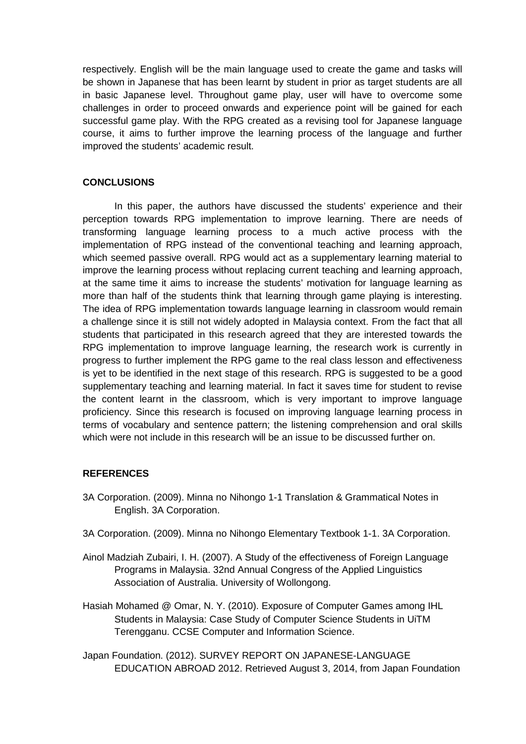respectively. English will be the main language used to create the game and tasks will be shown in Japanese that has been learnt by student in prior as target students are all in basic Japanese level. Throughout game play, user will have to overcome some challenges in order to proceed onwards and experience point will be gained for each successful game play. With the RPG created as a revising tool for Japanese language course, it aims to further improve the learning process of the language and further improved the students' academic result.

## CONCLUSIONS

In this paper, the authors have discussed the students' experience and their perception towards RPG implementation to improve learning. There are needs of transforming language learning process to a much active process with the implementation of RPG instead of the conventional teaching and learning approach, which seemed passive overall. RPG would act as a supplementary learning material to improve the learning process without replacing current teaching and learning approach, at the same time it aims to increase the students' motivation for language learning as more than half of the students think that learning through game playing is interesting. The idea of RPG implementation towards language learning in classroom would remain a challenge since it is still not widely adopted in Malaysia context. From the fact that all students that participated in this research agreed that they are interested towards the RPG implementation to improve language learning, the research work is currently in progress to further implement the RPG game to the real class lesson and effectiveness is yet to be identified in the next stage of this research. RPG is suggested to be a good supplementary teaching and learning material. In fact it saves time for student to revise the content learnt in the classroom, which is very important to improve language proficiency. Since this research is focused on improving language learning process in terms of vocabulary and sentence pattern; the listening comprehension and oral skills which were not include in this research will be an issue to be discussed further on.

## REFERENCES

3A Corporation. (2009). Minna no Nihongo 1-1 Translation & Grammatical Notes in English. 3A Corporation.

3A Corporation. (2009). Minna no Nihongo Elementary Textbook 1-1. 3A Corporation.

Ainol Madziah Zubairi, I. H. (2007). A Study of the effectiveness of Foreign Language Programs in Malaysia. 32nd Annual Congress of the Applied Linguistics Association of Australia. University of Wollongong.

Hasiah Mohamed @ Omar, N. Y. (2010). Exposure of Computer Games among IHL Students in Malaysia: Case Study of Computer Science Students in UiTM Terengganu. CCSE Computer and Information Science.

Japan Foundation. (2012). SURVEY REPORT ON JAPANESE-LANGUAGE EDUCATION ABROAD 2012. Retrieved August 3, 2014, from Japan Foundation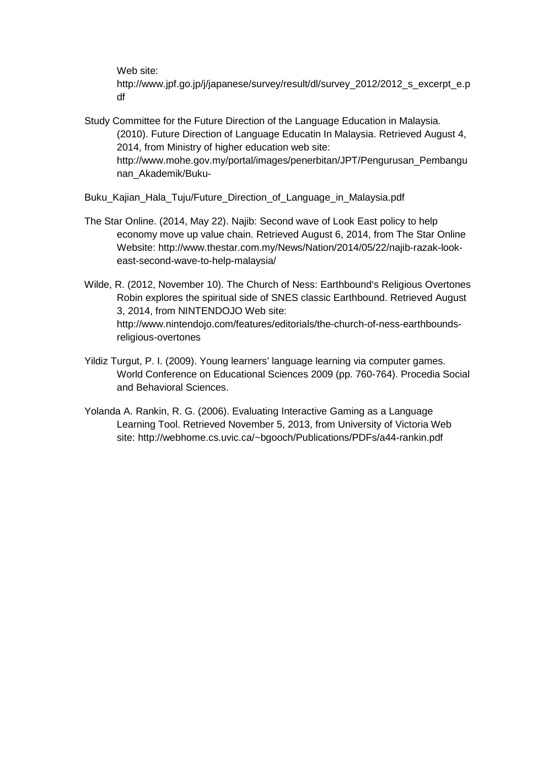Web site: http://www.jpf.go.jp/j/japanese/survey/result/dl/survey_2012/2012_s_excerpt_e.pdf

Study Committee for the Future Direction of the Language Education in Malaysia. (2010). Future Direction of Language Educatin In Malaysia. Retrieved August 4, 2014, from Ministry of higher education web site: http://www.mohe.gov.my/portal/images/penerbitan/JPT/Pengurusan_Pembangunan_Akademik/Buku-

Buku_Kajian_Hala_Tuju/Future_Direction_of_Language_in_Malaysia.pdf

The Star Online. (2014, May 22). Najib: Second wave of Look East policy to help economy move up value chain. Retrieved August 6, 2014, from The Star Online Website: http://www.thestar.com.my/News/Nation/2014/05/22/najib-razak-look-east-second-wave-to-help-malaysia/

Wilde, R. (2012, November 10). The Church of Ness: Earthbound's Religious Overtones Robin explores the spiritual side of SNES classic Earthbound. Retrieved August 3, 2014, from NINTENDOJO Web site: http://www.nintendojo.com/features/editorials/the-church-of-ness-earthbounds-religious-overtones

Yildiz Turgut, P. I. (2009). Young learners' language learning via computer games. World Conference on Educational Sciences 2009 (pp. 760-764). Procedia Social and Behavioral Sciences.

Yolanda A. Rankin, R. G. (2006). Evaluating Interactive Gaming as a Language Learning Tool. Retrieved November 5, 2013, from University of Victoria Web site: http://webhome.cs.uvic.ca/~bgooch/Publications/PDFs/a44-rankin.pdf